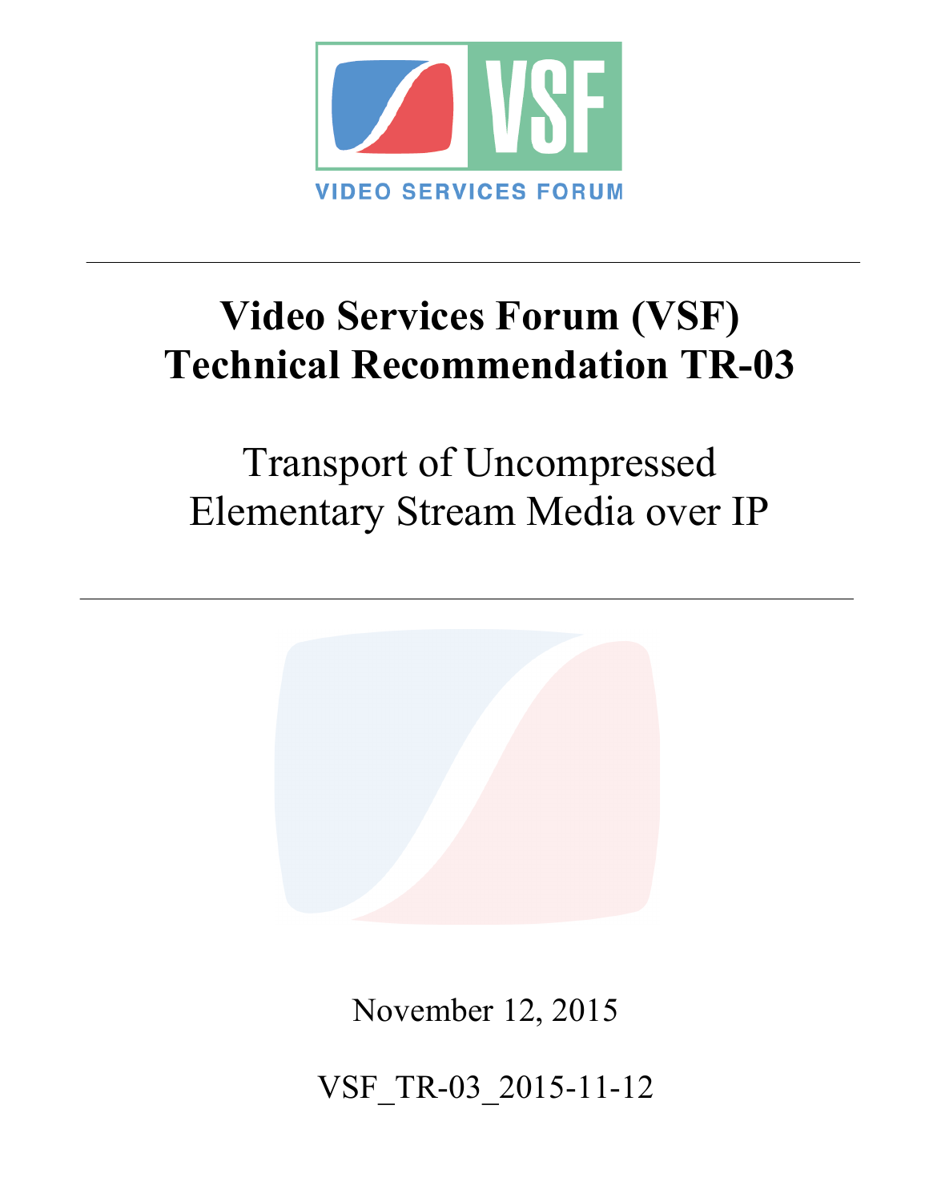VIDEO SERVICES FORUM

# Video Services Forum (VSF) Technical Recommendation TR-03

## Transport of Uncompressed Elementary Stream Media over IP

November 12, 2015

VSF_TR-03_2015-11-12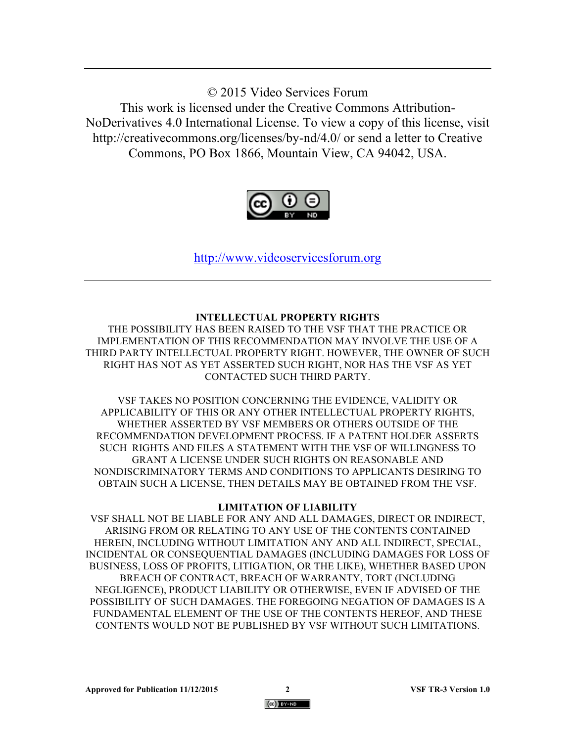© 2015 Video Services Forum

This work is licensed under the Creative Commons Attribution-NoDerivatives 4.0 International License. To view a copy of this license, visit http://creativecommons.org/licenses/by-nd/4.0/ or send a letter to Creative Commons, PO Box 1866, Mountain View, CA 94042, USA.

http://www.videoservicesforum.org

---

**INTELLECTUAL PROPERTY RIGHTS**

THE POSSIBILITY HAS BEEN RAISED TO THE VSF THAT THE PRACTICE OR IMPLEMENTATION OF THIS RECOMMENDATION MAY INVOLVE THE USE OF A THIRD PARTY INTELLECTUAL PROPERTY RIGHT. HOWEVER, THE OWNER OF SUCH RIGHT HAS NOT AS YET ASSERTED SUCH RIGHT, NOR HAS THE VSF AS YET CONTACTED SUCH THIRD PARTY.

VSF TAKES NO POSITION CONCERNING THE EVIDENCE, VALIDITY OR APPLICABILITY OF THIS OR ANY OTHER INTELLECTUAL PROPERTY RIGHTS, WHETHER ASSERTED BY VSF MEMBERS OR OTHERS OUTSIDE OF THE RECOMMENDATION DEVELOPMENT PROCESS. IF A PATENT HOLDER ASSERTS SUCH RIGHTS AND FILES A STATEMENT WITH THE VSF OF WILLINGNESS TO GRANT A LICENSE UNDER SUCH RIGHTS ON REASONABLE AND NONDISCRIMINATORY TERMS AND CONDITIONS TO APPLICANTS DESIRING TO OBTAIN SUCH A LICENSE, THEN DETAILS MAY BE OBTAINED FROM THE VSF.

**LIMITATION OF LIABILITY**

VSF SHALL NOT BE LIABLE FOR ANY AND ALL DAMAGES, DIRECT OR INDIRECT, ARISING FROM OR RELATING TO ANY USE OF THE CONTENTS CONTAINED HEREIN, INCLUDING WITHOUT LIMITATION ANY AND ALL INDIRECT, SPECIAL, INCIDENTAL OR CONSEQUENTIAL DAMAGES (INCLUDING DAMAGES FOR LOSS OF BUSINESS, LOSS OF PROFITS, LITIGATION, OR THE LIKE), WHETHER BASED UPON BREACH OF CONTRACT, BREACH OF WARRANTY, TORT (INCLUDING NEGLIGENCE), PRODUCT LIABILITY OR OTHERWISE, EVEN IF ADVISED OF THE POSSIBILITY OF SUCH DAMAGES. THE FOREGOING NEGATION OF DAMAGES IS A FUNDAMENTAL ELEMENT OF THE USE OF THE CONTENTS HEREOF, AND THESE CONTENTS WOULD NOT BE PUBLISHED BY VSF WITHOUT SUCH LIMITATIONS.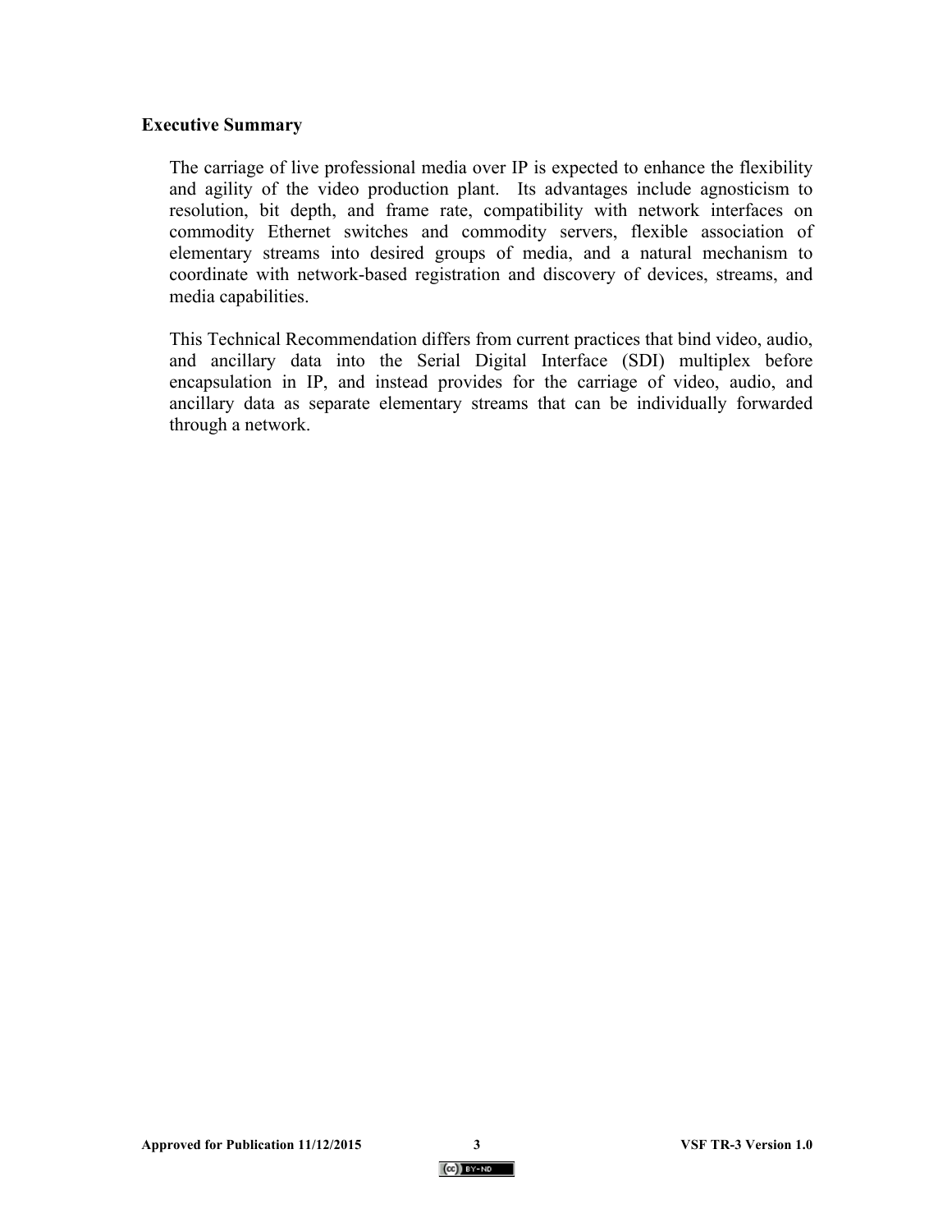## Executive Summary

The carriage of live professional media over IP is expected to enhance the flexibility and agility of the video production plant. Its advantages include agnosticism to resolution, bit depth, and frame rate, compatibility with network interfaces on commodity Ethernet switches and commodity servers, flexible association of elementary streams into desired groups of media, and a natural mechanism to coordinate with network-based registration and discovery of devices, streams, and media capabilities.

This Technical Recommendation differs from current practices that bind video, audio, and ancillary data into the Serial Digital Interface (SDI) multiplex before encapsulation in IP, and instead provides for the carriage of video, audio, and ancillary data as separate elementary streams that can be individually forwarded through a network.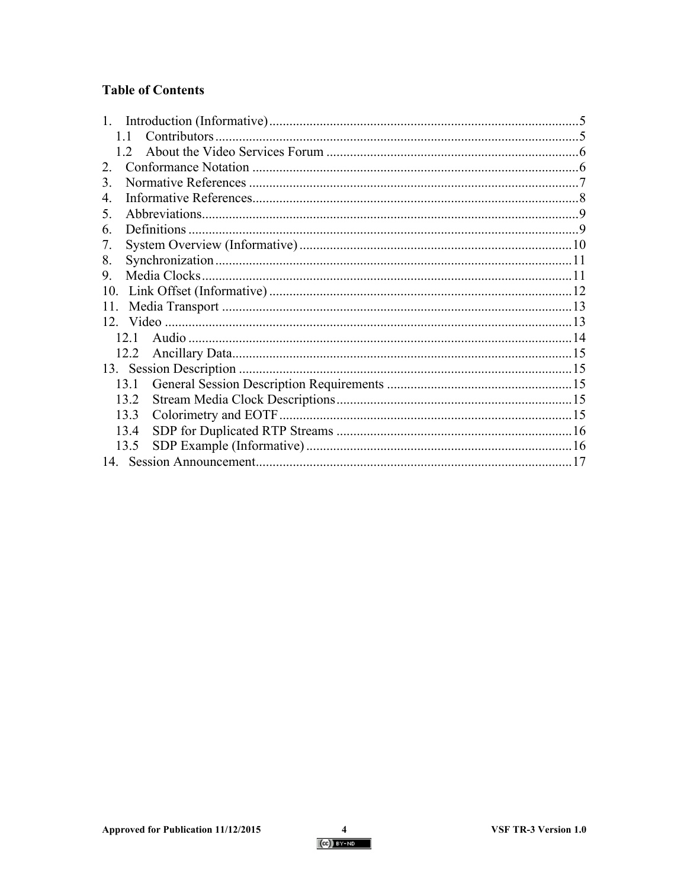## Table of Contents

1. Introduction (Informative) ........................................ 5
   - 1.1 Contributors ........................................ 5
   - 1.2 About the Video Services Forum ........................................ 6
2. Conformance Notation ........................................ 6
3. Normative References ........................................ 7
4. Informative References ........................................ 8
5. Abbreviations ........................................ 9
6. Definitions ........................................ 9
7. System Overview (Informative) ........................................ 10
8. Synchronization ........................................ 11
9. Media Clocks ........................................ 11
10. Link Offset (Informative) ........................................ 12
11. Media Transport ........................................ 13
12. Video ........................................ 13
    - 12.1 Audio ........................................ 14
    - 12.2 Ancillary Data ........................................ 15
13. Session Description ........................................ 15
    - 13.1 General Session Description Requirements ........................................ 15
    - 13.2 Stream Media Clock Descriptions ........................................ 15
    - 13.3 Colorimetry and EOTF ........................................ 15
    - 13.4 SDP for Duplicated RTP Streams ........................................ 16
    - 13.5 SDP Example (Informative) ........................................ 16
14. Session Announcement ........................................ 17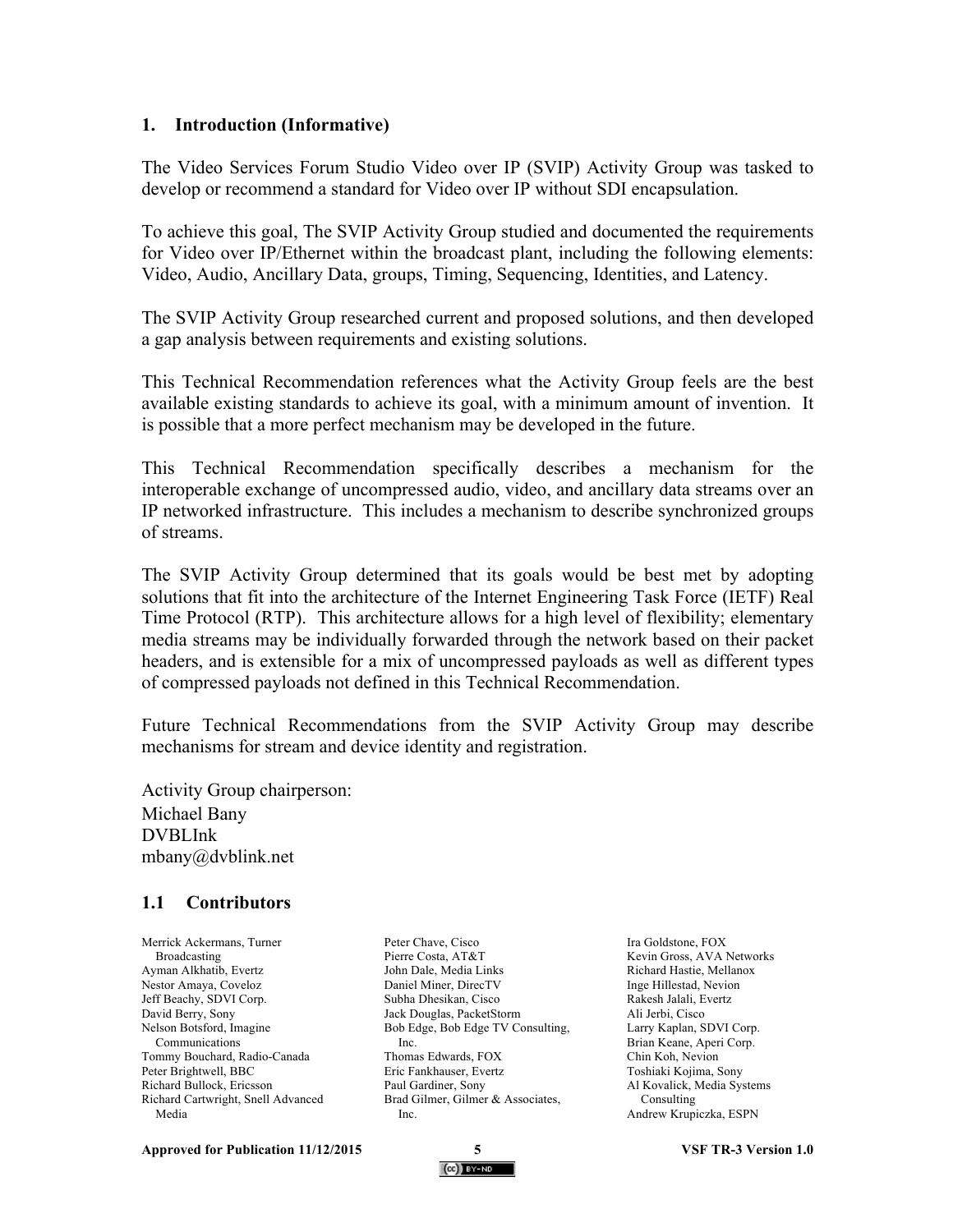## 1. Introduction (Informative)

The Video Services Forum Studio Video over IP (SVIP) Activity Group was tasked to develop or recommend a standard for Video over IP without SDI encapsulation.

To achieve this goal, The SVIP Activity Group studied and documented the requirements for Video over IP/Ethernet within the broadcast plant, including the following elements: Video, Audio, Ancillary Data, groups, Timing, Sequencing, Identities, and Latency.

The SVIP Activity Group researched current and proposed solutions, and then developed a gap analysis between requirements and existing solutions.

This Technical Recommendation references what the Activity Group feels are the best available existing standards to achieve its goal, with a minimum amount of invention. It is possible that a more perfect mechanism may be developed in the future.

This Technical Recommendation specifically describes a mechanism for the interoperable exchange of uncompressed audio, video, and ancillary data streams over an IP networked infrastructure. This includes a mechanism to describe synchronized groups of streams.

The SVIP Activity Group determined that its goals would be best met by adopting solutions that fit into the architecture of the Internet Engineering Task Force (IETF) Real Time Protocol (RTP). This architecture allows for a high level of flexibility; elementary media streams may be individually forwarded through the network based on their packet headers, and is extensible for a mix of uncompressed payloads as well as different types of compressed payloads not defined in this Technical Recommendation.

Future Technical Recommendations from the SVIP Activity Group may describe mechanisms for stream and device identity and registration.

Activity Group chairperson:
Michael Bany
DVBLInk
mbany@dvblink.net

### 1.1 Contributors

Merrick Ackermans, Turner Broadcasting
Ayman Alkhatib, Evertz
Nestor Amaya, Coveloz
Jeff Beachy, SDVI Corp.
David Berry, Sony
Nelson Botsford, Imagine Communications
Tommy Bouchard, Radio-Canada
Peter Brightwell, BBC
Richard Bullock, Ericsson
Richard Cartwright, Snell Advanced Media
Peter Chave, Cisco
Pierre Costa, AT&T
John Dale, Media Links
Daniel Miner, DirecTV
Subha Dhesikan, Cisco
Jack Douglas, PacketStorm
Bob Edge, Bob Edge TV Consulting, Inc.
Thomas Edwards, FOX
Eric Fankhauser, Evertz
Paul Gardiner, Sony
Brad Gilmer, Gilmer & Associates, Inc.
Ira Goldstone, FOX
Kevin Gross, AVA Networks
Richard Hastie, Mellanox
Inge Hillestad, Nevion
Rakesh Jalali, Evertz
Ali Jerbi, Cisco
Larry Kaplan, SDVI Corp.
Brian Keane, Aperi Corp.
Chin Koh, Nevion
Toshiaki Kojima, Sony
Al Kovalick, Media Systems Consulting
Andrew Krupiczka, ESPN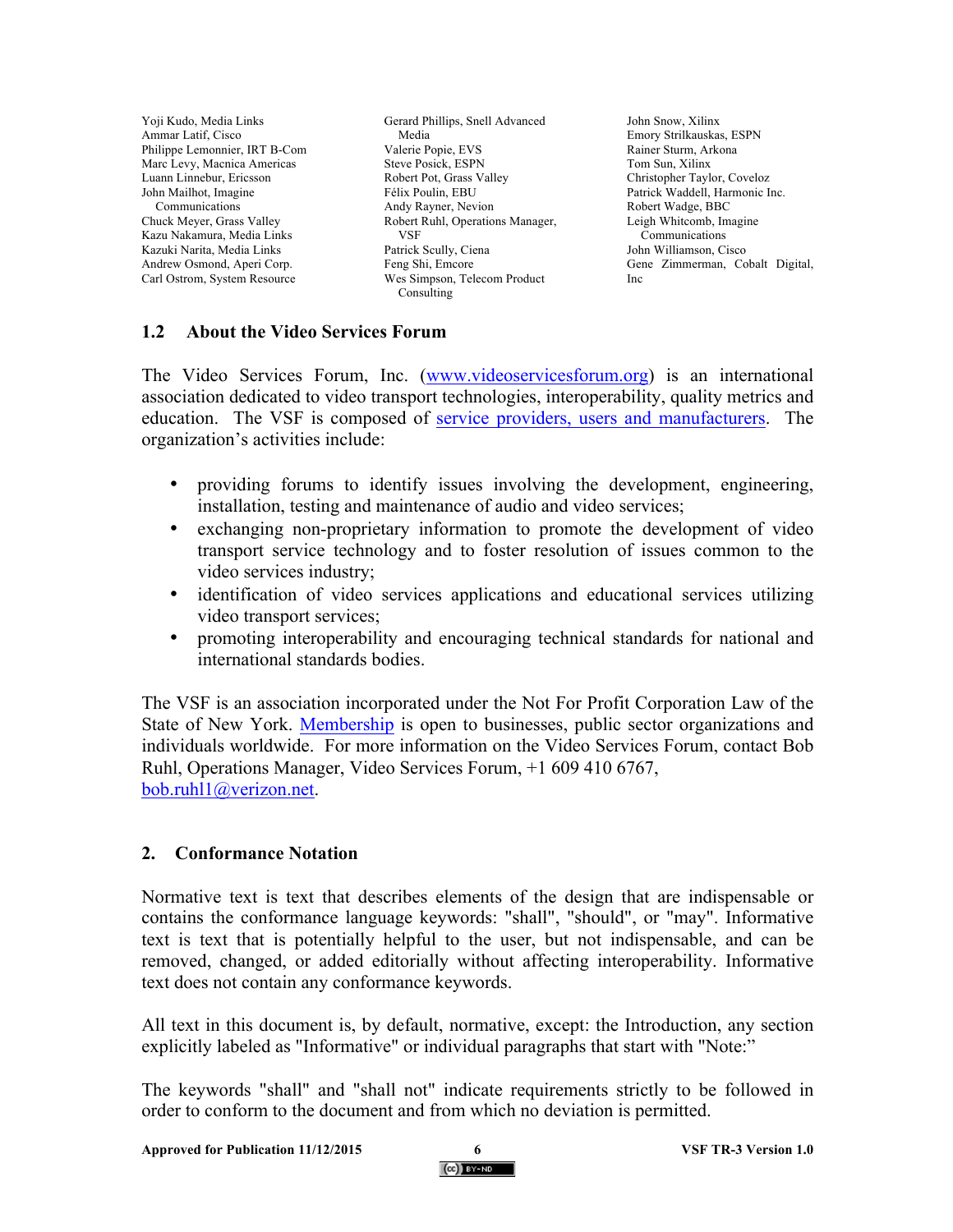Yoji Kudo, Media Links
Ammar Latif, Cisco
Philippe Lemonnier, IRT B-Com
Marc Levy, Macnica Americas
Luann Linnebur, Ericsson
John Mailhot, Imagine Communications
Chuck Meyer, Grass Valley
Kazu Nakamura, Media Links
Kazuki Narita, Media Links
Andrew Osmond, Aperi Corp.
Carl Ostrom, System Resource
Gerard Phillips, Snell Advanced Media
Valerie Popie, EVS
Steve Posick, ESPN
Robert Pot, Grass Valley
Félix Poulin, EBU
Andy Rayner, Nevion
Robert Ruhl, Operations Manager, VSF
Patrick Scully, Ciena
Feng Shi, Emcore
Wes Simpson, Telecom Product Consulting
John Snow, Xilinx
Emory Strilkauskas, ESPN
Rainer Sturm, Arkona
Tom Sun, Xilinx
Christopher Taylor, Coveloz
Patrick Waddell, Harmonic Inc.
Robert Wadge, BBC
Leigh Whitcomb, Imagine Communications
John Williamson, Cisco
Gene Zimmerman, Cobalt Digital, Inc

### 1.2 About the Video Services Forum

The Video Services Forum, Inc. (www.videoservicesforum.org) is an international association dedicated to video transport technologies, interoperability, quality metrics and education. The VSF is composed of service providers, users and manufacturers. The organization's activities include:

- providing forums to identify issues involving the development, engineering, installation, testing and maintenance of audio and video services;
- exchanging non-proprietary information to promote the development of video transport service technology and to foster resolution of issues common to the video services industry;
- identification of video services applications and educational services utilizing video transport services;
- promoting interoperability and encouraging technical standards for national and international standards bodies.

The VSF is an association incorporated under the Not For Profit Corporation Law of the State of New York. Membership is open to businesses, public sector organizations and individuals worldwide. For more information on the Video Services Forum, contact Bob Ruhl, Operations Manager, Video Services Forum, +1 609 410 6767, bob.ruhl1@verizon.net.

## 2. Conformance Notation

Normative text is text that describes elements of the design that are indispensable or contains the conformance language keywords: "shall", "should", or "may". Informative text is text that is potentially helpful to the user, but not indispensable, and can be removed, changed, or added editorially without affecting interoperability. Informative text does not contain any conformance keywords.

All text in this document is, by default, normative, except: the Introduction, any section explicitly labeled as "Informative" or individual paragraphs that start with "Note:"

The keywords "shall" and "shall not" indicate requirements strictly to be followed in order to conform to the document and from which no deviation is permitted.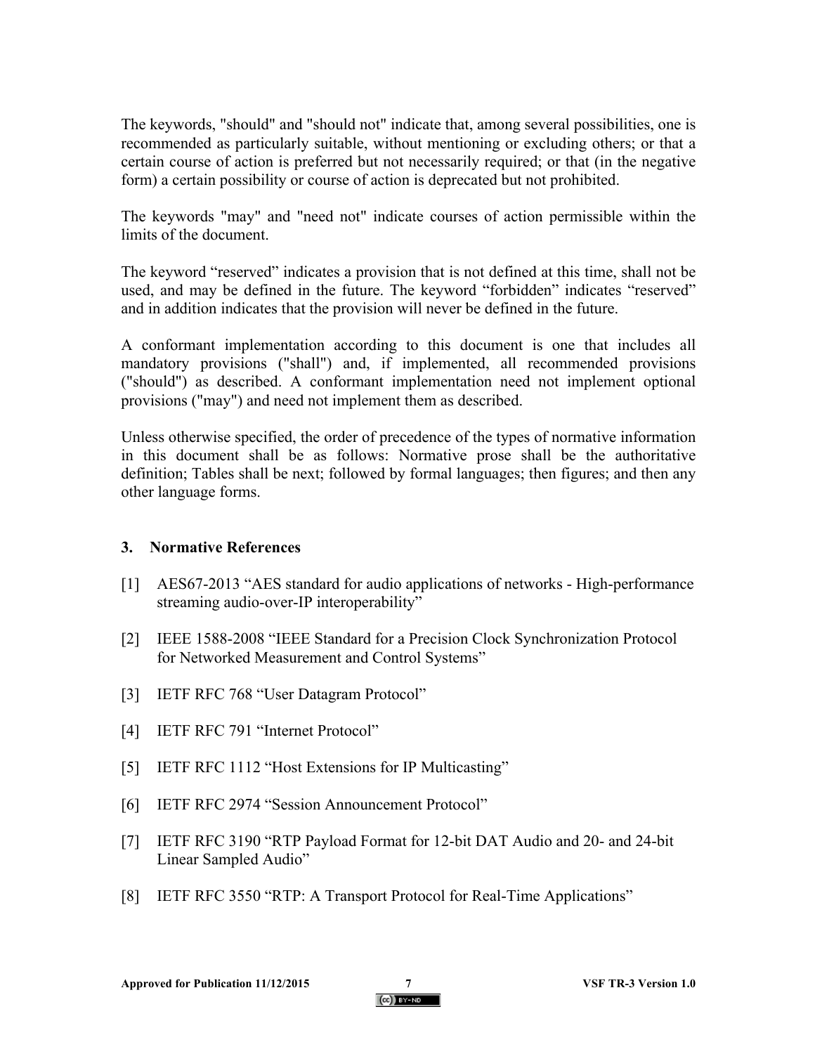The keywords, "should" and "should not" indicate that, among several possibilities, one is recommended as particularly suitable, without mentioning or excluding others; or that a certain course of action is preferred but not necessarily required; or that (in the negative form) a certain possibility or course of action is deprecated but not prohibited.

The keywords "may" and "need not" indicate courses of action permissible within the limits of the document.

The keyword “reserved” indicates a provision that is not defined at this time, shall not be used, and may be defined in the future. The keyword “forbidden” indicates “reserved” and in addition indicates that the provision will never be defined in the future.

A conformant implementation according to this document is one that includes all mandatory provisions ("shall") and, if implemented, all recommended provisions ("should") as described. A conformant implementation need not implement optional provisions ("may") and need not implement them as described.

Unless otherwise specified, the order of precedence of the types of normative information in this document shall be as follows: Normative prose shall be the authoritative definition; Tables shall be next; followed by formal languages; then figures; and then any other language forms.

## 3. Normative References

[1] AES67-2013 “AES standard for audio applications of networks - High-performance streaming audio-over-IP interoperability”

[2] IEEE 1588-2008 “IEEE Standard for a Precision Clock Synchronization Protocol for Networked Measurement and Control Systems”

[3] IETF RFC 768 “User Datagram Protocol”

[4] IETF RFC 791 “Internet Protocol”

[5] IETF RFC 1112 “Host Extensions for IP Multicasting”

[6] IETF RFC 2974 “Session Announcement Protocol”

[7] IETF RFC 3190 “RTP Payload Format for 12-bit DAT Audio and 20- and 24-bit Linear Sampled Audio”

[8] IETF RFC 3550 “RTP: A Transport Protocol for Real-Time Applications”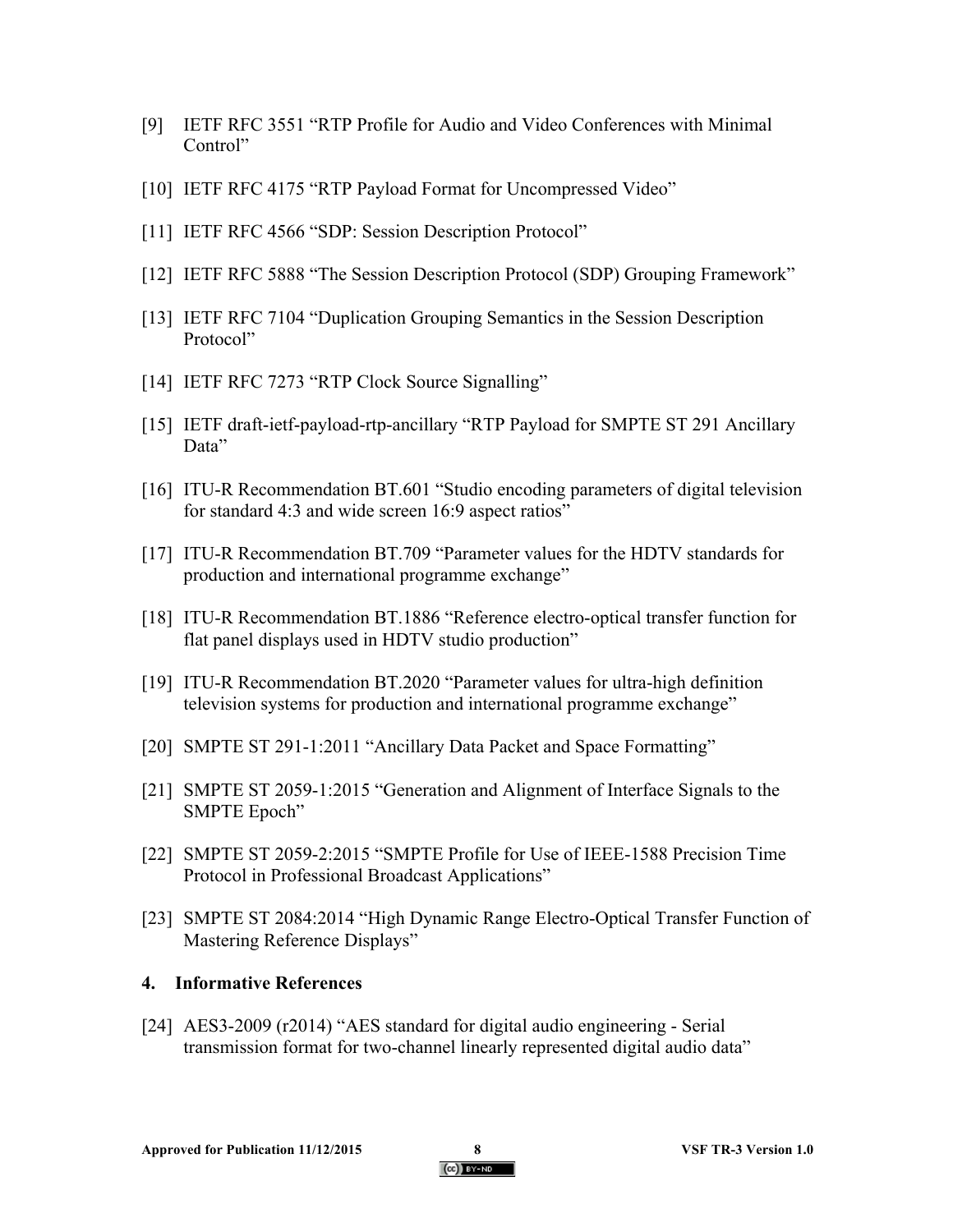[9] IETF RFC 3551 “RTP Profile for Audio and Video Conferences with Minimal Control”

[10] IETF RFC 4175 “RTP Payload Format for Uncompressed Video”

[11] IETF RFC 4566 “SDP: Session Description Protocol”

[12] IETF RFC 5888 “The Session Description Protocol (SDP) Grouping Framework”

[13] IETF RFC 7104 “Duplication Grouping Semantics in the Session Description Protocol”

[14] IETF RFC 7273 “RTP Clock Source Signalling”

[15] IETF draft-ietf-payload-rtp-ancillary “RTP Payload for SMPTE ST 291 Ancillary Data”

[16] ITU-R Recommendation BT.601 “Studio encoding parameters of digital television for standard 4:3 and wide screen 16:9 aspect ratios”

[17] ITU-R Recommendation BT.709 “Parameter values for the HDTV standards for production and international programme exchange”

[18] ITU-R Recommendation BT.1886 “Reference electro-optical transfer function for flat panel displays used in HDTV studio production”

[19] ITU-R Recommendation BT.2020 “Parameter values for ultra-high definition television systems for production and international programme exchange”

[20] SMPTE ST 291-1:2011 “Ancillary Data Packet and Space Formatting”

[21] SMPTE ST 2059-1:2015 “Generation and Alignment of Interface Signals to the SMPTE Epoch”

[22] SMPTE ST 2059-2:2015 “SMPTE Profile for Use of IEEE-1588 Precision Time Protocol in Professional Broadcast Applications”

[23] SMPTE ST 2084:2014 “High Dynamic Range Electro-Optical Transfer Function of Mastering Reference Displays”

## 4. Informative References

[24] AES3-2009 (r2014) “AES standard for digital audio engineering - Serial transmission format for two-channel linearly represented digital audio data”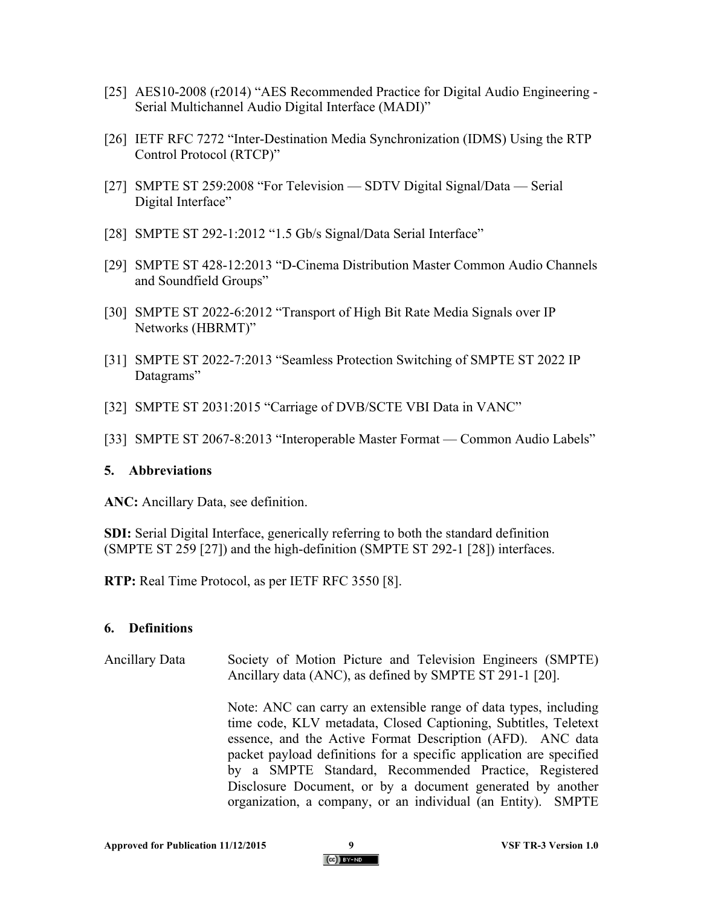[25] AES10-2008 (r2014) "AES Recommended Practice for Digital Audio Engineering - Serial Multichannel Audio Digital Interface (MADI)"

[26] IETF RFC 7272 "Inter-Destination Media Synchronization (IDMS) Using the RTP Control Protocol (RTCP)"

[27] SMPTE ST 259:2008 "For Television — SDTV Digital Signal/Data — Serial Digital Interface"

[28] SMPTE ST 292-1:2012 "1.5 Gb/s Signal/Data Serial Interface"

[29] SMPTE ST 428-12:2013 "D-Cinema Distribution Master Common Audio Channels and Soundfield Groups"

[30] SMPTE ST 2022-6:2012 "Transport of High Bit Rate Media Signals over IP Networks (HBRMT)"

[31] SMPTE ST 2022-7:2013 "Seamless Protection Switching of SMPTE ST 2022 IP Datagrams"

[32] SMPTE ST 2031:2015 "Carriage of DVB/SCTE VBI Data in VANC"

[33] SMPTE ST 2067-8:2013 "Interoperable Master Format — Common Audio Labels"

## 5. Abbreviations

**ANC:** Ancillary Data, see definition.

**SDI:** Serial Digital Interface, generically referring to both the standard definition (SMPTE ST 259 [27]) and the high-definition (SMPTE ST 292-1 [28]) interfaces.

**RTP:** Real Time Protocol, as per IETF RFC 3550 [8].

## 6. Definitions

Ancillary Data — Society of Motion Picture and Television Engineers (SMPTE) Ancillary data (ANC), as defined by SMPTE ST 291-1 [20].

Note: ANC can carry an extensible range of data types, including time code, KLV metadata, Closed Captioning, Subtitles, Teletext essence, and the Active Format Description (AFD). ANC data packet payload definitions for a specific application are specified by a SMPTE Standard, Recommended Practice, Registered Disclosure Document, or by a document generated by another organization, a company, or an individual (an Entity). SMPTE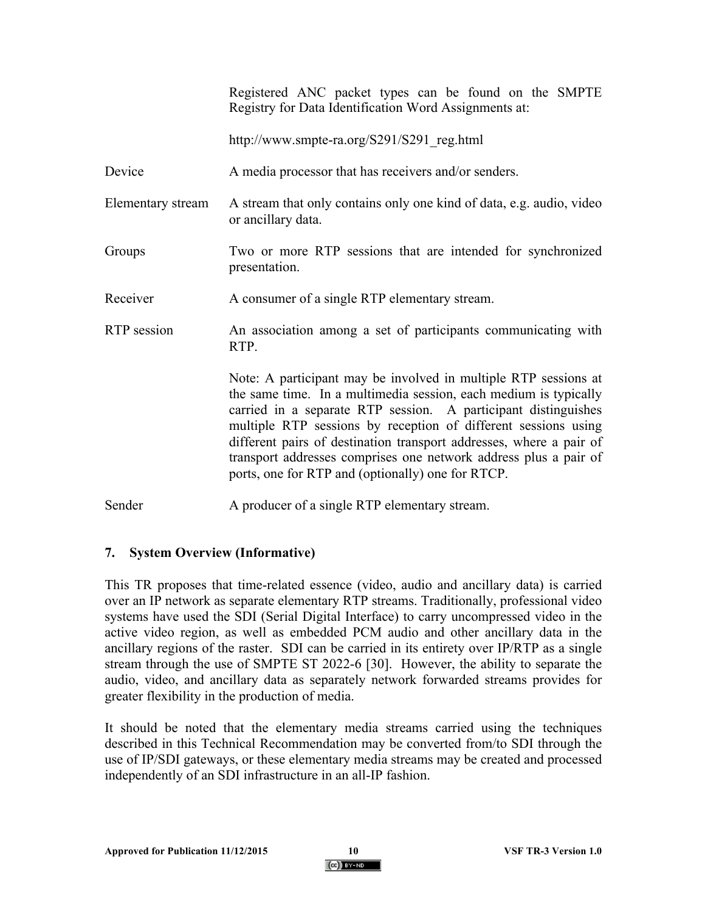Registered ANC packet types can be found on the SMPTE Registry for Data Identification Word Assignments at:

http://www.smpte-ra.org/S291/S291_reg.html

| | |
|---|---|
| Device | A media processor that has receivers and/or senders. |
| Elementary stream | A stream that only contains only one kind of data, e.g. audio, video or ancillary data. |
| Groups | Two or more RTP sessions that are intended for synchronized presentation. |
| Receiver | A consumer of a single RTP elementary stream. |
| RTP session | An association among a set of participants communicating with RTP. Note: A participant may be involved in multiple RTP sessions at the same time. In a multimedia session, each medium is typically carried in a separate RTP session. A participant distinguishes multiple RTP sessions by reception of different sessions using different pairs of destination transport addresses, where a pair of transport addresses comprises one network address plus a pair of ports, one for RTP and (optionally) one for RTCP. |
| Sender | A producer of a single RTP elementary stream. |

## 7. System Overview (Informative)

This TR proposes that time-related essence (video, audio and ancillary data) is carried over an IP network as separate elementary RTP streams. Traditionally, professional video systems have used the SDI (Serial Digital Interface) to carry uncompressed video in the active video region, as well as embedded PCM audio and other ancillary data in the ancillary regions of the raster. SDI can be carried in its entirety over IP/RTP as a single stream through the use of SMPTE ST 2022-6 [30]. However, the ability to separate the audio, video, and ancillary data as separately network forwarded streams provides for greater flexibility in the production of media.

It should be noted that the elementary media streams carried using the techniques described in this Technical Recommendation may be converted from/to SDI through the use of IP/SDI gateways, or these elementary media streams may be created and processed independently of an SDI infrastructure in an all-IP fashion.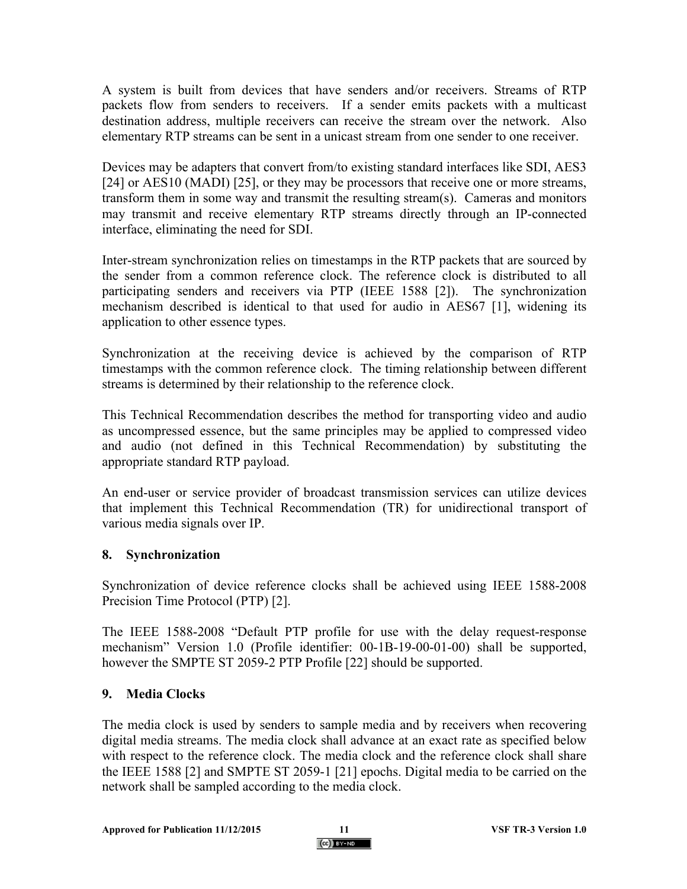A system is built from devices that have senders and/or receivers. Streams of RTP packets flow from senders to receivers. If a sender emits packets with a multicast destination address, multiple receivers can receive the stream over the network. Also elementary RTP streams can be sent in a unicast stream from one sender to one receiver.

Devices may be adapters that convert from/to existing standard interfaces like SDI, AES3 [24] or AES10 (MADI) [25], or they may be processors that receive one or more streams, transform them in some way and transmit the resulting stream(s). Cameras and monitors may transmit and receive elementary RTP streams directly through an IP-connected interface, eliminating the need for SDI.

Inter-stream synchronization relies on timestamps in the RTP packets that are sourced by the sender from a common reference clock. The reference clock is distributed to all participating senders and receivers via PTP (IEEE 1588 [2]). The synchronization mechanism described is identical to that used for audio in AES67 [1], widening its application to other essence types.

Synchronization at the receiving device is achieved by the comparison of RTP timestamps with the common reference clock. The timing relationship between different streams is determined by their relationship to the reference clock.

This Technical Recommendation describes the method for transporting video and audio as uncompressed essence, but the same principles may be applied to compressed video and audio (not defined in this Technical Recommendation) by substituting the appropriate standard RTP payload.

An end-user or service provider of broadcast transmission services can utilize devices that implement this Technical Recommendation (TR) for unidirectional transport of various media signals over IP.

## 8. Synchronization

Synchronization of device reference clocks shall be achieved using IEEE 1588-2008 Precision Time Protocol (PTP) [2].

The IEEE 1588-2008 "Default PTP profile for use with the delay request-response mechanism" Version 1.0 (Profile identifier: 00-1B-19-00-01-00) shall be supported, however the SMPTE ST 2059-2 PTP Profile [22] should be supported.

## 9. Media Clocks

The media clock is used by senders to sample media and by receivers when recovering digital media streams. The media clock shall advance at an exact rate as specified below with respect to the reference clock. The media clock and the reference clock shall share the IEEE 1588 [2] and SMPTE ST 2059-1 [21] epochs. Digital media to be carried on the network shall be sampled according to the media clock.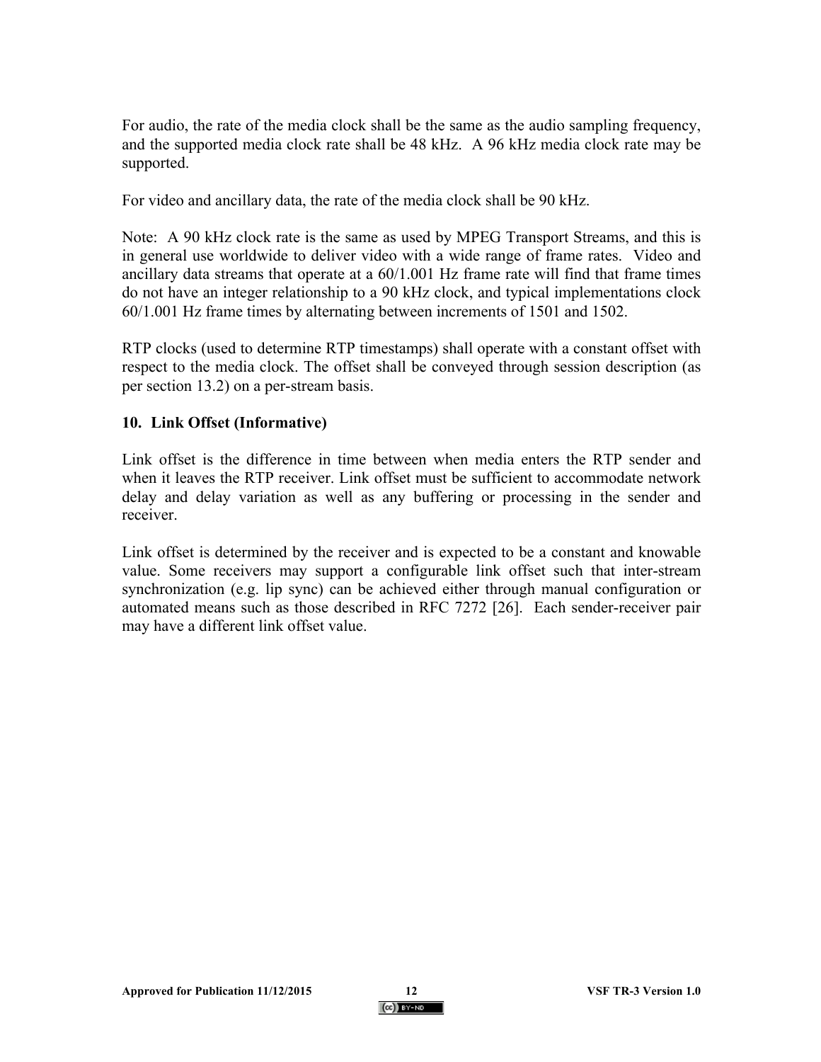For audio, the rate of the media clock shall be the same as the audio sampling frequency, and the supported media clock rate shall be 48 kHz. A 96 kHz media clock rate may be supported.

For video and ancillary data, the rate of the media clock shall be 90 kHz.

Note: A 90 kHz clock rate is the same as used by MPEG Transport Streams, and this is in general use worldwide to deliver video with a wide range of frame rates. Video and ancillary data streams that operate at a 60/1.001 Hz frame rate will find that frame times do not have an integer relationship to a 90 kHz clock, and typical implementations clock 60/1.001 Hz frame times by alternating between increments of 1501 and 1502.

RTP clocks (used to determine RTP timestamps) shall operate with a constant offset with respect to the media clock. The offset shall be conveyed through session description (as per section 13.2) on a per-stream basis.

## 10. Link Offset (Informative)

Link offset is the difference in time between when media enters the RTP sender and when it leaves the RTP receiver. Link offset must be sufficient to accommodate network delay and delay variation as well as any buffering or processing in the sender and receiver.

Link offset is determined by the receiver and is expected to be a constant and knowable value. Some receivers may support a configurable link offset such that inter-stream synchronization (e.g. lip sync) can be achieved either through manual configuration or automated means such as those described in RFC 7272 [26]. Each sender-receiver pair may have a different link offset value.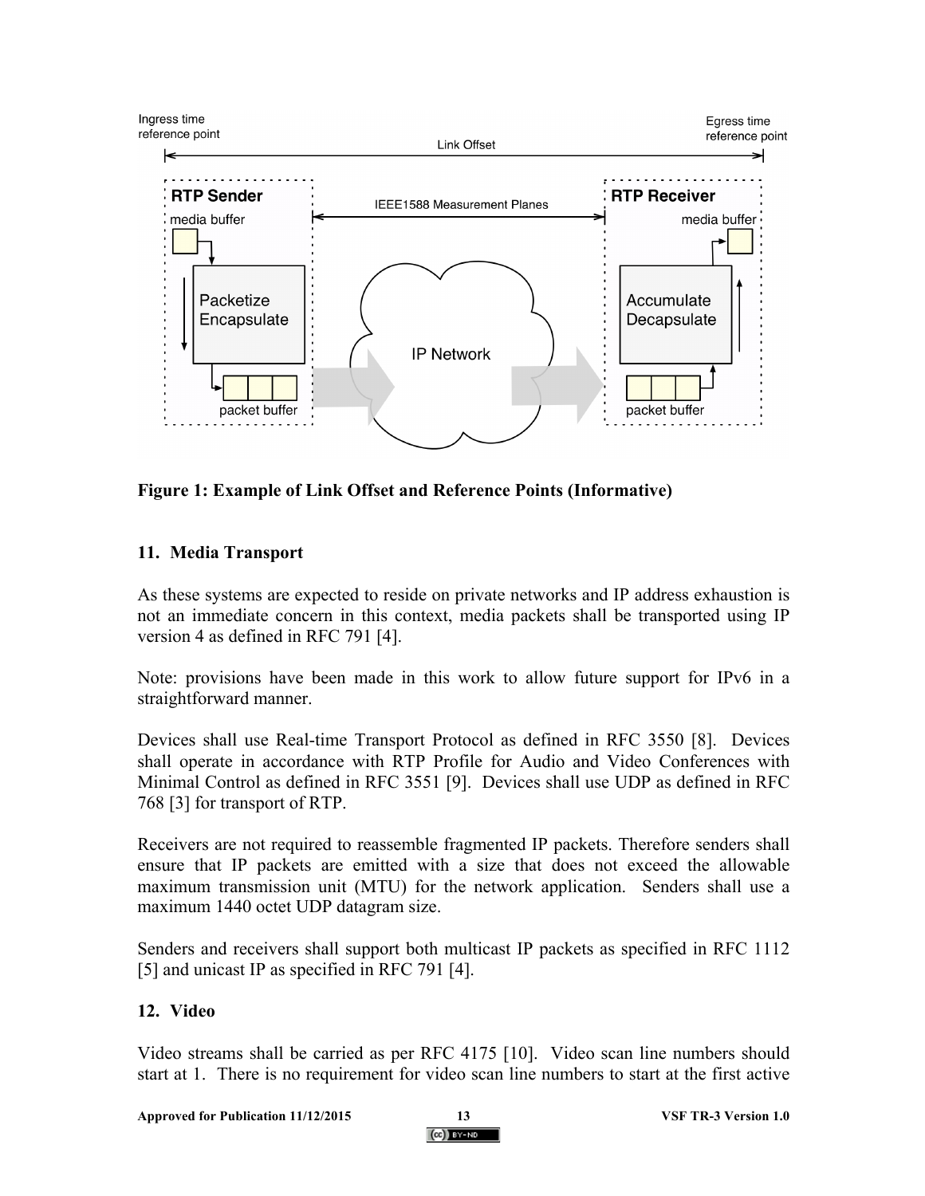**Figure 1: Example of Link Offset and Reference Points (Informative)**

## 11. Media Transport

As these systems are expected to reside on private networks and IP address exhaustion is not an immediate concern in this context, media packets shall be transported using IP version 4 as defined in RFC 791 [4].

Note: provisions have been made in this work to allow future support for IPv6 in a straightforward manner.

Devices shall use Real-time Transport Protocol as defined in RFC 3550 [8]. Devices shall operate in accordance with RTP Profile for Audio and Video Conferences with Minimal Control as defined in RFC 3551 [9]. Devices shall use UDP as defined in RFC 768 [3] for transport of RTP.

Receivers are not required to reassemble fragmented IP packets. Therefore senders shall ensure that IP packets are emitted with a size that does not exceed the allowable maximum transmission unit (MTU) for the network application. Senders shall use a maximum 1440 octet UDP datagram size.

Senders and receivers shall support both multicast IP packets as specified in RFC 1112 [5] and unicast IP as specified in RFC 791 [4].

## 12. Video

Video streams shall be carried as per RFC 4175 [10]. Video scan line numbers should start at 1. There is no requirement for video scan line numbers to start at the first active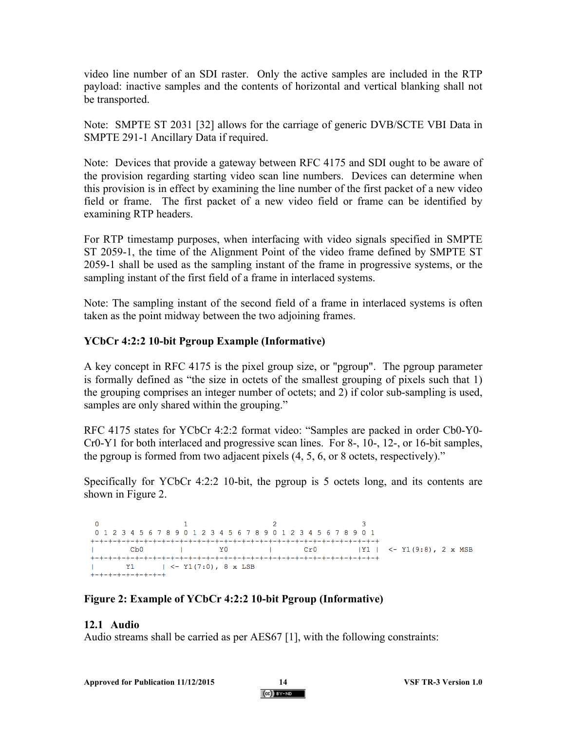video line number of an SDI raster. Only the active samples are included in the RTP payload: inactive samples and the contents of horizontal and vertical blanking shall not be transported.

Note: SMPTE ST 2031 [32] allows for the carriage of generic DVB/SCTE VBI Data in SMPTE 291-1 Ancillary Data if required.

Note: Devices that provide a gateway between RFC 4175 and SDI ought to be aware of the provision regarding starting video scan line numbers. Devices can determine when this provision is in effect by examining the line number of the first packet of a new video field or frame. The first packet of a new video field or frame can be identified by examining RTP headers.

For RTP timestamp purposes, when interfacing with video signals specified in SMPTE ST 2059-1, the time of the Alignment Point of the video frame defined by SMPTE ST 2059-1 shall be used as the sampling instant of the frame in progressive systems, or the sampling instant of the first field of a frame in interlaced systems.

Note: The sampling instant of the second field of a frame in interlaced systems is often taken as the point midway between the two adjoining frames.

**YCbCr 4:2:2 10-bit Pgroup Example (Informative)**

A key concept in RFC 4175 is the pixel group size, or "pgroup". The pgroup parameter is formally defined as "the size in octets of the smallest grouping of pixels such that 1) the grouping comprises an integer number of octets; and 2) if color sub-sampling is used, samples are only shared within the grouping."

RFC 4175 states for YCbCr 4:2:2 format video: "Samples are packed in order Cb0-Y0-Cr0-Y1 for both interlaced and progressive scan lines. For 8-, 10-, 12-, or 16-bit samples, the pgroup is formed from two adjacent pixels (4, 5, 6, or 8 octets, respectively)."

Specifically for YCbCr 4:2:2 10-bit, the pgroup is 5 octets long, and its contents are shown in Figure 2.

```
 0                   1                   2                   3
 0 1 2 3 4 5 6 7 8 9 0 1 2 3 4 5 6 7 8 9 0 1 2 3 4 5 6 7 8 9 0 1
+-+-+-+-+-+-+-+-+-+-+-+-+-+-+-+-+-+-+-+-+-+-+-+-+-+-+-+-+-+-+-+-+
|        Cb0        |        Y0         |        Cr0        |Y1 |  <- Y1(9:8), 2 x MSB
+-+-+-+-+-+-+-+-+-+-+-+-+-+-+-+-+-+-+-+-+-+-+-+-+-+-+-+-+-+-+-+-+
|      Y1       | <- Y1(7:0), 8 x LSB
+-+-+-+-+-+-+-+-+
```

**Figure 2: Example of YCbCr 4:2:2 10-bit Pgroup (Informative)**

### 12.1 Audio

Audio streams shall be carried as per AES67 [1], with the following constraints: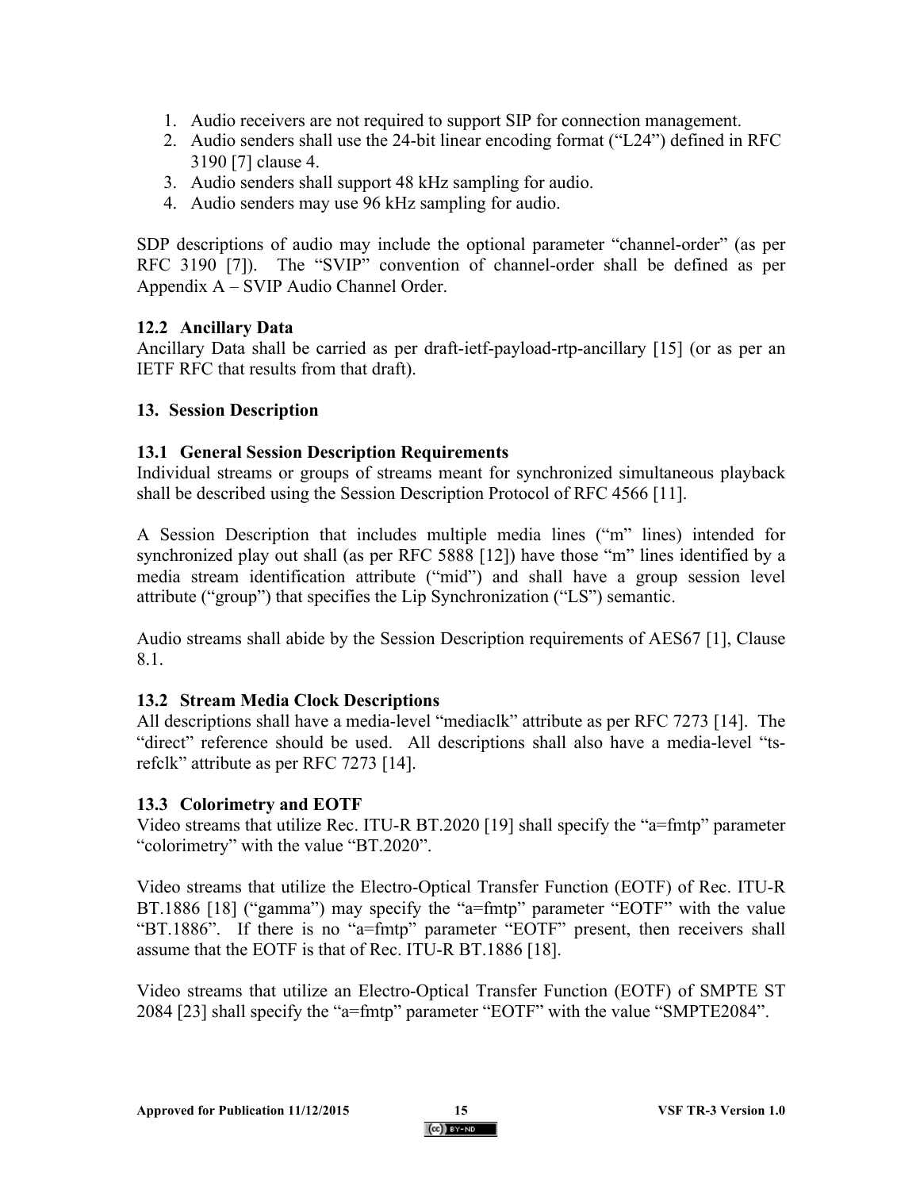1. Audio receivers are not required to support SIP for connection management.
2. Audio senders shall use the 24-bit linear encoding format ("L24") defined in RFC 3190 [7] clause 4.
3. Audio senders shall support 48 kHz sampling for audio.
4. Audio senders may use 96 kHz sampling for audio.

SDP descriptions of audio may include the optional parameter "channel-order" (as per RFC 3190 [7]). The "SVIP" convention of channel-order shall be defined as per Appendix A – SVIP Audio Channel Order.

### 12.2 Ancillary Data

Ancillary Data shall be carried as per draft-ietf-payload-rtp-ancillary [15] (or as per an IETF RFC that results from that draft).

## 13. Session Description

### 13.1 General Session Description Requirements

Individual streams or groups of streams meant for synchronized simultaneous playback shall be described using the Session Description Protocol of RFC 4566 [11].

A Session Description that includes multiple media lines ("m" lines) intended for synchronized play out shall (as per RFC 5888 [12]) have those "m" lines identified by a media stream identification attribute ("mid") and shall have a group session level attribute ("group") that specifies the Lip Synchronization ("LS") semantic.

Audio streams shall abide by the Session Description requirements of AES67 [1], Clause 8.1.

### 13.2 Stream Media Clock Descriptions

All descriptions shall have a media-level "mediaclk" attribute as per RFC 7273 [14]. The "direct" reference should be used. All descriptions shall also have a media-level "ts-refclk" attribute as per RFC 7273 [14].

### 13.3 Colorimetry and EOTF

Video streams that utilize Rec. ITU-R BT.2020 [19] shall specify the "a=fmtp" parameter "colorimetry" with the value "BT.2020".

Video streams that utilize the Electro-Optical Transfer Function (EOTF) of Rec. ITU-R BT.1886 [18] ("gamma") may specify the "a=fmtp" parameter "EOTF" with the value "BT.1886". If there is no "a=fmtp" parameter "EOTF" present, then receivers shall assume that the EOTF is that of Rec. ITU-R BT.1886 [18].

Video streams that utilize an Electro-Optical Transfer Function (EOTF) of SMPTE ST 2084 [23] shall specify the "a=fmtp" parameter "EOTF" with the value "SMPTE2084".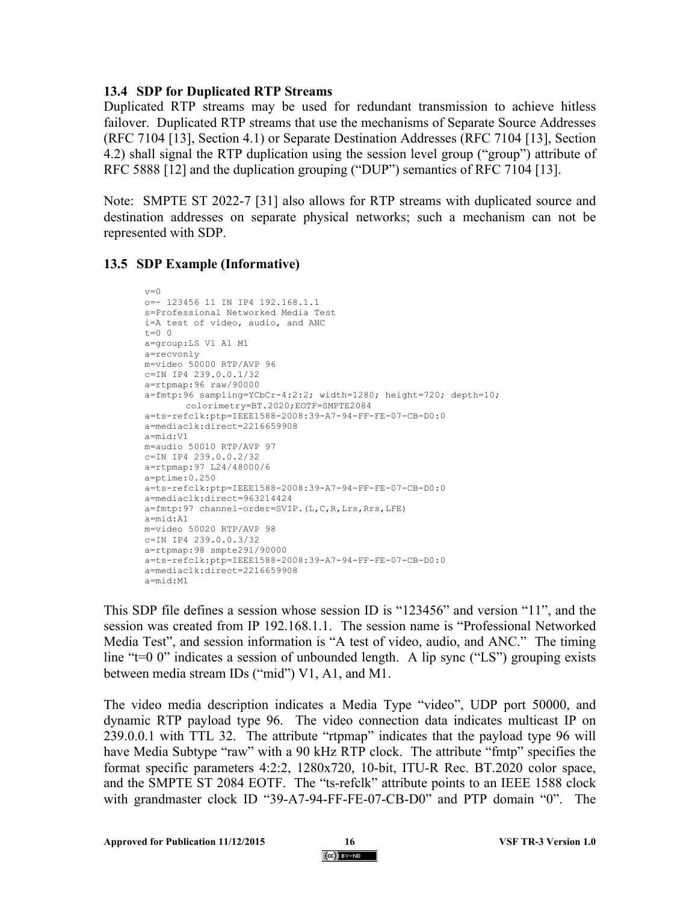### 13.4 SDP for Duplicated RTP Streams

Duplicated RTP streams may be used for redundant transmission to achieve hitless failover. Duplicated RTP streams that use the mechanisms of Separate Source Addresses (RFC 7104 [13], Section 4.1) or Separate Destination Addresses (RFC 7104 [13], Section 4.2) shall signal the RTP duplication using the session level group ("group") attribute of RFC 5888 [12] and the duplication grouping ("DUP") semantics of RFC 7104 [13].

Note: SMPTE ST 2022-7 [31] also allows for RTP streams with duplicated source and destination addresses on separate physical networks; such a mechanism can not be represented with SDP.

### 13.5 SDP Example (Informative)

```
v=0
o=- 123456 11 IN IP4 192.168.1.1
s=Professional Networked Media Test
i=A test of video, audio, and ANC
t=0 0
a=group:LS V1 A1 M1
a=recvonly
m=video 50000 RTP/AVP 96
c=IN IP4 239.0.0.1/32
a=rtpmap:96 raw/90000
a=fmtp:96 sampling=YCbCr-4:2:2; width=1280; height=720; depth=10;
      colorimetry=BT.2020;EOTF=SMPTE2084
a=ts-refclk:ptp=IEEE1588-2008:39-A7-94-FF-FE-07-CB-D0:0
a=mediaclk:direct=2216659908
a=mid:V1
m=audio 50010 RTP/AVP 97
c=IN IP4 239.0.0.2/32
a=rtpmap:97 L24/48000/6
a=ptime:0.250
a=ts-refclk:ptp=IEEE1588-2008:39-A7-94-FF-FE-07-CB-D0:0
a=mediaclk:direct=963214424
a=fmtp:97 channel-order=SVIP.(L,C,R,Lrs,Rrs,LFE)
a=mid:A1
m=video 50020 RTP/AVP 98
c=IN IP4 239.0.0.3/32
a=rtpmap:98 smpte291/90000
a=ts-refclk:ptp=IEEE1588-2008:39-A7-94-FF-FE-07-CB-D0:0
a=mediaclk:direct=2216659908
a=mid:M1
```

This SDP file defines a session whose session ID is "123456" and version "11", and the session was created from IP 192.168.1.1. The session name is "Professional Networked Media Test", and session information is "A test of video, audio, and ANC." The timing line "t=0 0" indicates a session of unbounded length. A lip sync ("LS") grouping exists between media stream IDs ("mid") V1, A1, and M1.

The video media description indicates a Media Type "video", UDP port 50000, and dynamic RTP payload type 96. The video connection data indicates multicast IP on 239.0.0.1 with TTL 32. The attribute "rtpmap" indicates that the payload type 96 will have Media Subtype "raw" with a 90 kHz RTP clock. The attribute "fmtp" specifies the format specific parameters 4:2:2, 1280x720, 10-bit, ITU-R Rec. BT.2020 color space, and the SMPTE ST 2084 EOTF. The "ts-refclk" attribute points to an IEEE 1588 clock with grandmaster clock ID "39-A7-94-FF-FE-07-CB-D0" and PTP domain "0". The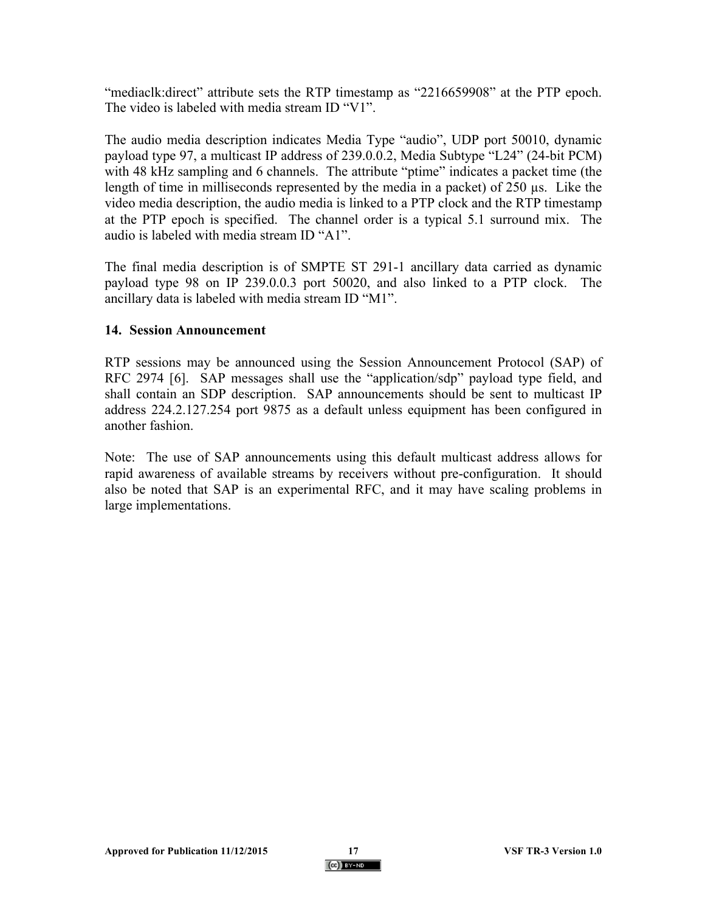"mediaclk:direct" attribute sets the RTP timestamp as "2216659908" at the PTP epoch. The video is labeled with media stream ID "V1".

The audio media description indicates Media Type "audio", UDP port 50010, dynamic payload type 97, a multicast IP address of 239.0.0.2, Media Subtype "L24" (24-bit PCM) with 48 kHz sampling and 6 channels. The attribute "ptime" indicates a packet time (the length of time in milliseconds represented by the media in a packet) of 250 µs. Like the video media description, the audio media is linked to a PTP clock and the RTP timestamp at the PTP epoch is specified. The channel order is a typical 5.1 surround mix. The audio is labeled with media stream ID "A1".

The final media description is of SMPTE ST 291-1 ancillary data carried as dynamic payload type 98 on IP 239.0.0.3 port 50020, and also linked to a PTP clock. The ancillary data is labeled with media stream ID "M1".

## 14. Session Announcement

RTP sessions may be announced using the Session Announcement Protocol (SAP) of RFC 2974 [6]. SAP messages shall use the "application/sdp" payload type field, and shall contain an SDP description. SAP announcements should be sent to multicast IP address 224.2.127.254 port 9875 as a default unless equipment has been configured in another fashion.

Note: The use of SAP announcements using this default multicast address allows for rapid awareness of available streams by receivers without pre-configuration. It should also be noted that SAP is an experimental RFC, and it may have scaling problems in large implementations.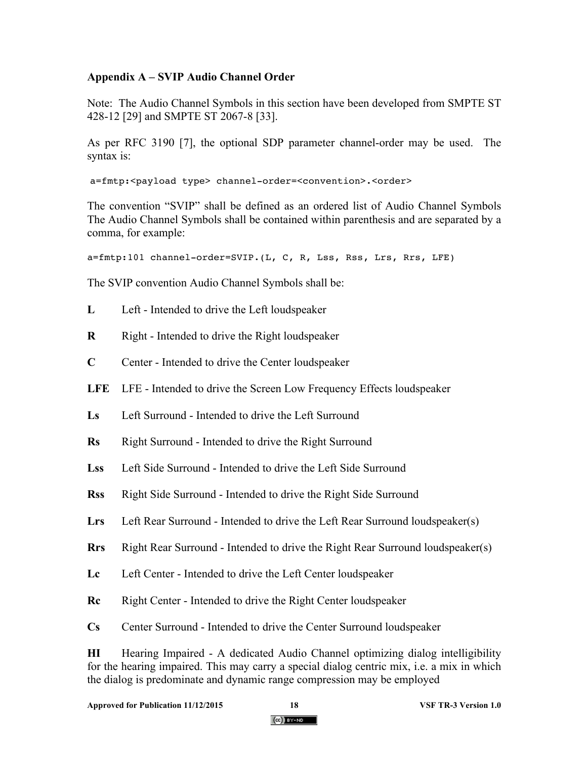## Appendix A – SVIP Audio Channel Order

Note: The Audio Channel Symbols in this section have been developed from SMPTE ST 428-12 [29] and SMPTE ST 2067-8 [33].

As per RFC 3190 [7], the optional SDP parameter channel-order may be used. The syntax is:

```
a=fmtp:<payload type> channel-order=<convention>.<order>
```

The convention "SVIP" shall be defined as an ordered list of Audio Channel Symbols The Audio Channel Symbols shall be contained within parenthesis and are separated by a comma, for example:

```
a=fmtp:101 channel-order=SVIP.(L, C, R, Lss, Rss, Lrs, Rrs, LFE)
```

The SVIP convention Audio Channel Symbols shall be:

**L** Left - Intended to drive the Left loudspeaker

**R** Right - Intended to drive the Right loudspeaker

**C** Center - Intended to drive the Center loudspeaker

**LFE** LFE - Intended to drive the Screen Low Frequency Effects loudspeaker

**Ls** Left Surround - Intended to drive the Left Surround

**Rs** Right Surround - Intended to drive the Right Surround

**Lss** Left Side Surround - Intended to drive the Left Side Surround

**Rss** Right Side Surround - Intended to drive the Right Side Surround

**Lrs** Left Rear Surround - Intended to drive the Left Rear Surround loudspeaker(s)

**Rrs** Right Rear Surround - Intended to drive the Right Rear Surround loudspeaker(s)

**Lc** Left Center - Intended to drive the Left Center loudspeaker

**Rc** Right Center - Intended to drive the Right Center loudspeaker

**Cs** Center Surround - Intended to drive the Center Surround loudspeaker

**HI** Hearing Impaired - A dedicated Audio Channel optimizing dialog intelligibility for the hearing impaired. This may carry a special dialog centric mix, i.e. a mix in which the dialog is predominate and dynamic range compression may be employed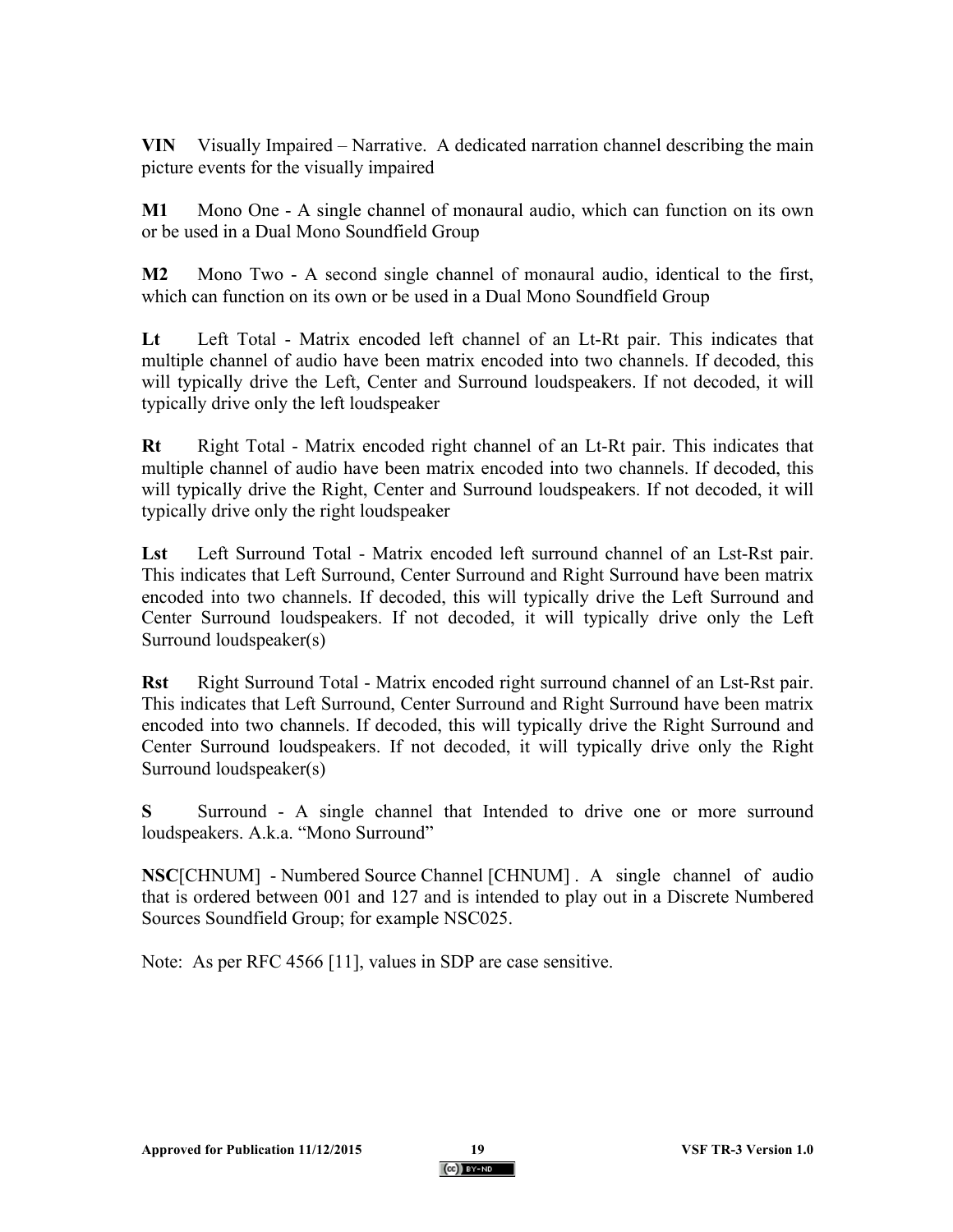**VIN** Visually Impaired – Narrative. A dedicated narration channel describing the main picture events for the visually impaired

**M1** Mono One - A single channel of monaural audio, which can function on its own or be used in a Dual Mono Soundfield Group

**M2** Mono Two - A second single channel of monaural audio, identical to the first, which can function on its own or be used in a Dual Mono Soundfield Group

**Lt** Left Total - Matrix encoded left channel of an Lt-Rt pair. This indicates that multiple channel of audio have been matrix encoded into two channels. If decoded, this will typically drive the Left, Center and Surround loudspeakers. If not decoded, it will typically drive only the left loudspeaker

**Rt** Right Total - Matrix encoded right channel of an Lt-Rt pair. This indicates that multiple channel of audio have been matrix encoded into two channels. If decoded, this will typically drive the Right, Center and Surround loudspeakers. If not decoded, it will typically drive only the right loudspeaker

**Lst** Left Surround Total - Matrix encoded left surround channel of an Lst-Rst pair. This indicates that Left Surround, Center Surround and Right Surround have been matrix encoded into two channels. If decoded, this will typically drive the Left Surround and Center Surround loudspeakers. If not decoded, it will typically drive only the Left Surround loudspeaker(s)

**Rst** Right Surround Total - Matrix encoded right surround channel of an Lst-Rst pair. This indicates that Left Surround, Center Surround and Right Surround have been matrix encoded into two channels. If decoded, this will typically drive the Right Surround and Center Surround loudspeakers. If not decoded, it will typically drive only the Right Surround loudspeaker(s)

**S** Surround - A single channel that Intended to drive one or more surround loudspeakers. A.k.a. "Mono Surround"

**NSC**[CHNUM] - Numbered Source Channel [CHNUM] . A single channel of audio that is ordered between 001 and 127 and is intended to play out in a Discrete Numbered Sources Soundfield Group; for example NSC025.

Note: As per RFC 4566 [11], values in SDP are case sensitive.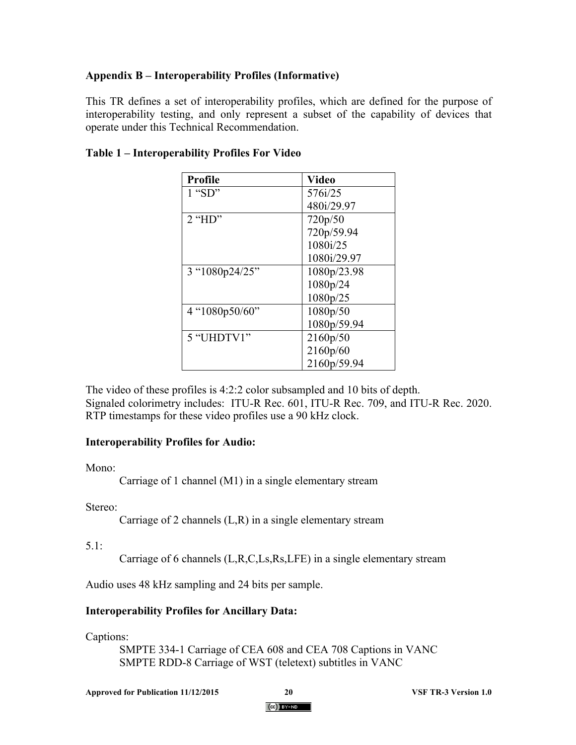## Appendix B – Interoperability Profiles (Informative)

This TR defines a set of interoperability profiles, which are defined for the purpose of interoperability testing, and only represent a subset of the capability of devices that operate under this Technical Recommendation.

**Table 1 – Interoperability Profiles For Video**

| Profile | Video |
|---|---|
| 1 "SD" | 576i/25<br>480i/29.97 |
| 2 "HD" | 720p/50<br>720p/59.94<br>1080i/25<br>1080i/29.97 |
| 3 "1080p24/25" | 1080p/23.98<br>1080p/24<br>1080p/25 |
| 4 "1080p50/60" | 1080p/50<br>1080p/59.94 |
| 5 "UHDTV1" | 2160p/50<br>2160p/60<br>2160p/59.94 |

The video of these profiles is 4:2:2 color subsampled and 10 bits of depth.
Signaled colorimetry includes: ITU-R Rec. 601, ITU-R Rec. 709, and ITU-R Rec. 2020.
RTP timestamps for these video profiles use a 90 kHz clock.

**Interoperability Profiles for Audio:**

Mono:
Carriage of 1 channel (M1) in a single elementary stream

Stereo:
Carriage of 2 channels (L,R) in a single elementary stream

5.1:
Carriage of 6 channels (L,R,C,Ls,Rs,LFE) in a single elementary stream

Audio uses 48 kHz sampling and 24 bits per sample.

**Interoperability Profiles for Ancillary Data:**

Captions:
SMPTE 334-1 Carriage of CEA 608 and CEA 708 Captions in VANC
SMPTE RDD-8 Carriage of WST (teletext) subtitles in VANC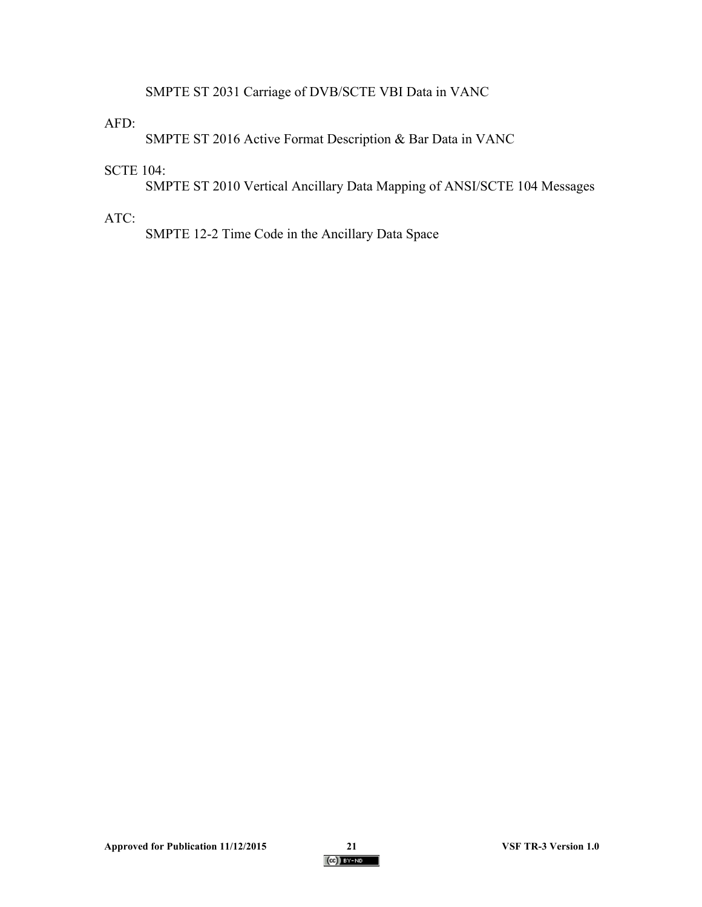SMPTE ST 2031 Carriage of DVB/SCTE VBI Data in VANC

AFD:

SMPTE ST 2016 Active Format Description & Bar Data in VANC

SCTE 104:

SMPTE ST 2010 Vertical Ancillary Data Mapping of ANSI/SCTE 104 Messages

ATC:

SMPTE 12-2 Time Code in the Ancillary Data Space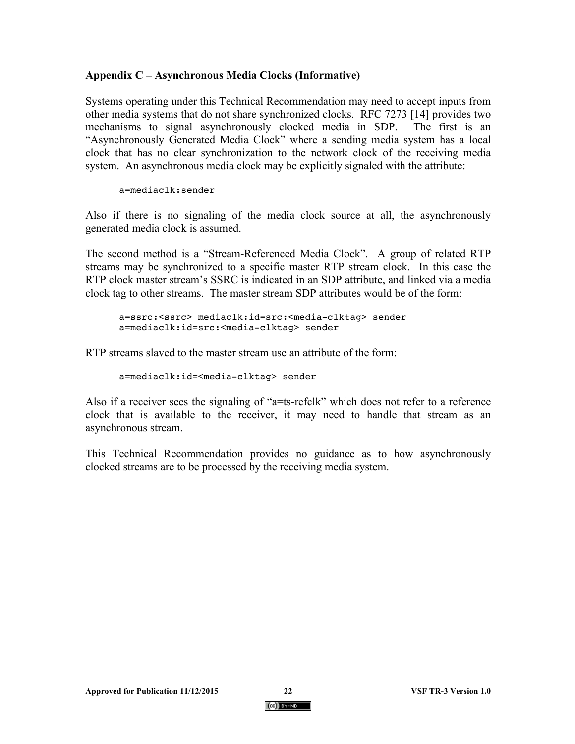## Appendix C – Asynchronous Media Clocks (Informative)

Systems operating under this Technical Recommendation may need to accept inputs from other media systems that do not share synchronized clocks. RFC 7273 [14] provides two mechanisms to signal asynchronously clocked media in SDP. The first is an "Asynchronously Generated Media Clock" where a sending media system has a local clock that has no clear synchronization to the network clock of the receiving media system. An asynchronous media clock may be explicitly signaled with the attribute:

```
a=mediaclk:sender
```

Also if there is no signaling of the media clock source at all, the asynchronously generated media clock is assumed.

The second method is a "Stream-Referenced Media Clock". A group of related RTP streams may be synchronized to a specific master RTP stream clock. In this case the RTP clock master stream's SSRC is indicated in an SDP attribute, and linked via a media clock tag to other streams. The master stream SDP attributes would be of the form:

```
a=ssrc:<ssrc> mediaclk:id=src:<media-clktag> sender
a=mediaclk:id=src:<media-clktag> sender
```

RTP streams slaved to the master stream use an attribute of the form:

```
a=mediaclk:id=<media-clktag> sender
```

Also if a receiver sees the signaling of "a=ts-refclk" which does not refer to a reference clock that is available to the receiver, it may need to handle that stream as an asynchronous stream.

This Technical Recommendation provides no guidance as to how asynchronously clocked streams are to be processed by the receiving media system.